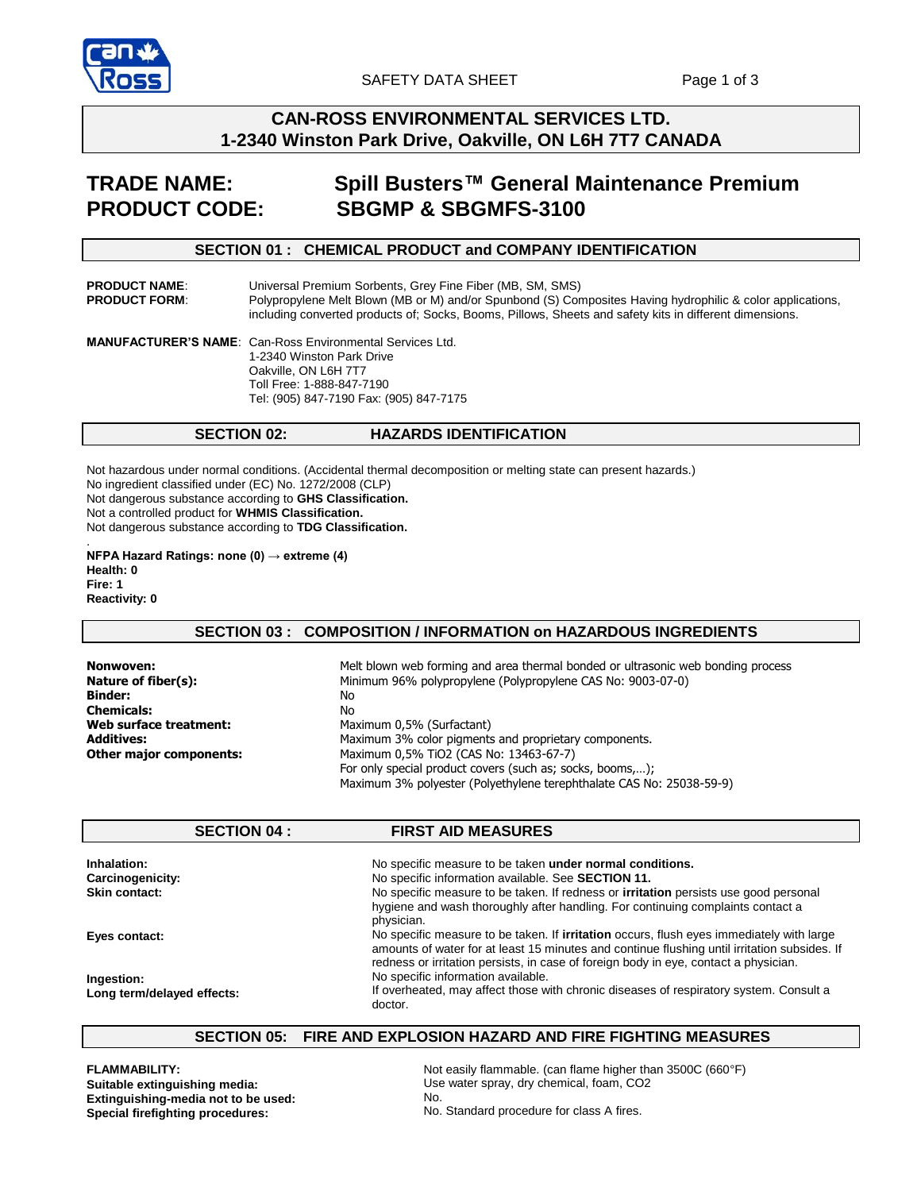# CAN-ROSS ENVIRONMENTAL SERVICES LTD.
**1-2340 Winston Park Drive, Oakville, ON L6H 7T7 CANADA**

SAFETY DATA SHEET

**TRADE NAME:** **Spill Busters™ General Maintenance Premium**
**PRODUCT CODE:** **SBGMP & SBGMFS-3100**

## SECTION 01 : CHEMICAL PRODUCT and COMPANY IDENTIFICATION

**PRODUCT NAME**: Universal Premium Sorbents, Grey Fine Fiber (MB, SM, SMS)
**PRODUCT FORM**: Polypropylene Melt Blown (MB or M) and/or Spunbond (S) Composites Having hydrophilic & color applications, including converted products of; Socks, Booms, Pillows, Sheets and safety kits in different dimensions.

**MANUFACTURER'S NAME**: Can-Ross Environmental Services Ltd.
1-2340 Winston Park Drive
Oakville, ON L6H 7T7
Toll Free: 1-888-847-7190
Tel: (905) 847-7190 Fax: (905) 847-7175

## SECTION 02: HAZARDS IDENTIFICATION

Not hazardous under normal conditions. (Accidental thermal decomposition or melting state can present hazards.)
No ingredient classified under (EC) No. 1272/2008 (CLP)
Not dangerous substance according to **GHS Classification.**
Not a controlled product for **WHMIS Classification.**
Not dangerous substance according to **TDG Classification.**

**NFPA Hazard Ratings: none (0) → extreme (4)**
**Health: 0**
**Fire: 1**
**Reactivity: 0**

## SECTION 03 : COMPOSITION / INFORMATION on HAZARDOUS INGREDIENTS

| | |
|---|---|
| **Nonwoven:** | Melt blown web forming and area thermal bonded or ultrasonic web bonding process |
| **Nature of fiber(s):** | Minimum 96% polypropylene (Polypropylene CAS No: 9003-07-0) |
| **Binder:** | No |
| **Chemicals:** | No |
| **Web surface treatment:** | Maximum 0,5% (Surfactant) |
| **Additives:** | Maximum 3% color pigments and proprietary components. |
| **Other major components:** | Maximum 0,5% $TiO_2$ (CAS No: 13463-67-7)<br>For only special product covers (such as; socks, booms,…);<br>Maximum 3% polyester (Polyethylene terephthalate CAS No: 25038-59-9) |

## SECTION 04 : FIRST AID MEASURES

| | |
|---|---|
| **Inhalation:** | No specific measure to be taken **under normal conditions.** |
| **Carcinogenicity:** | No specific information available. See **SECTION 11.** |
| **Skin contact:** | No specific measure to be taken. If redness or **irritation** persists use good personal hygiene and wash thoroughly after handling. For continuing complaints contact a physician. |
| **Eyes contact:** | No specific measure to be taken. If **irritation** occurs, flush eyes immediately with large amounts of water for at least 15 minutes and continue flushing until irritation subsides. If redness or irritation persists, in case of foreign body in eye, contact a physician. |
| **Ingestion:** | No specific information available. |
| **Long term/delayed effects:** | If overheated, may affect those with chronic diseases of respiratory system. Consult a doctor. |

## SECTION 05: FIRE AND EXPLOSION HAZARD AND FIRE FIGHTING MEASURES

| | |
|---|---|
| **FLAMMABILITY:** | Not easily flammable. (can flame higher than 3500C (660°F) |
| **Suitable extinguishing media:** | Use water spray, dry chemical, foam, $CO_2$ |
| **Extinguishing-media not to be used:** | No. |
| **Special firefighting procedures:** | No. Standard procedure for class A fires. |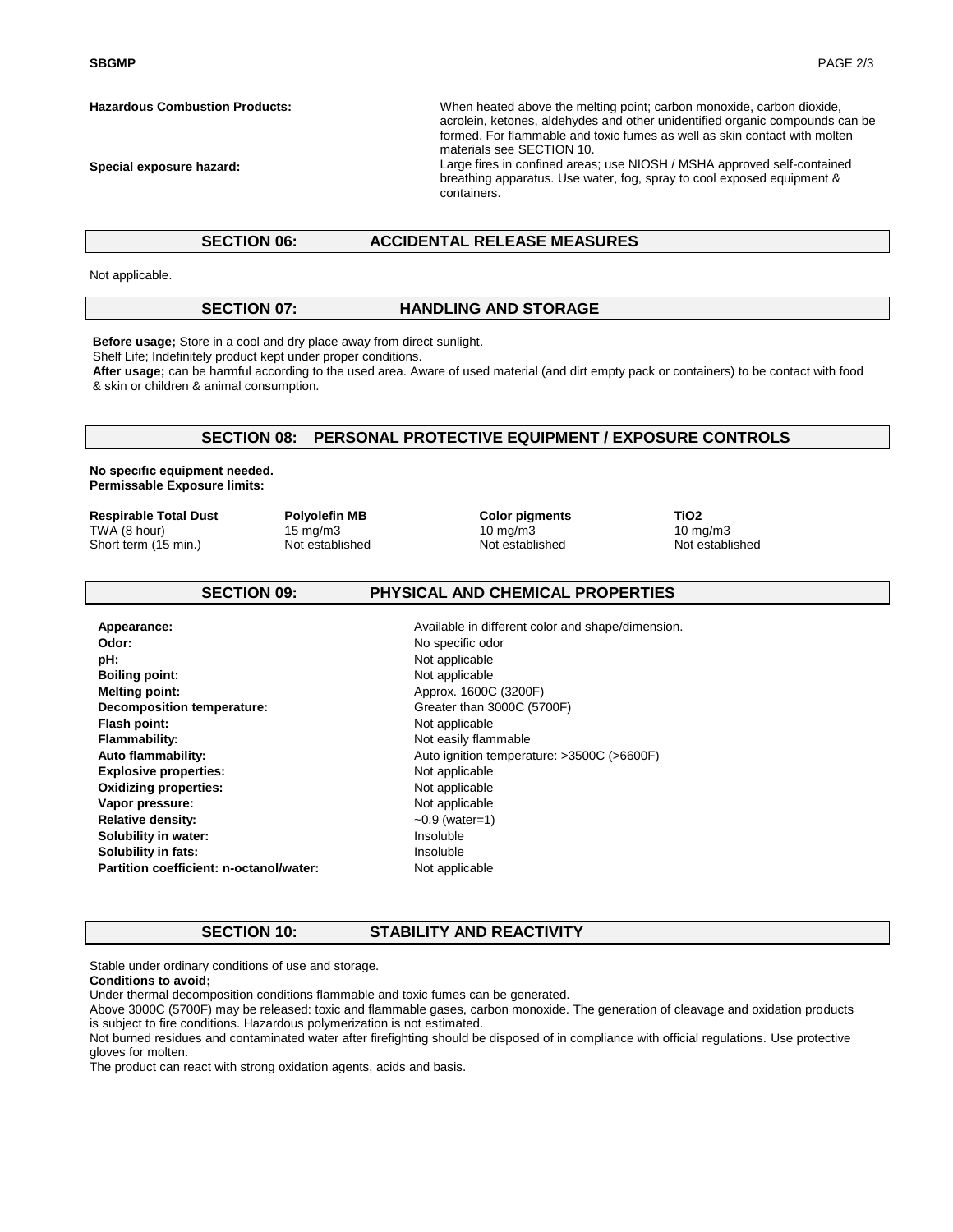**Hazardous Combustion Products:** When heated above the melting point; carbon monoxide, carbon dioxide, acrolein, ketones, aldehydes and other unidentified organic compounds can be formed. For flammable and toxic fumes as well as skin contact with molten materials see SECTION 10.

**Special exposure hazard:** Large fires in confined areas; use NIOSH / MSHA approved self-contained breathing apparatus. Use water, fog, spray to cool exposed equipment & containers.

## SECTION 06: ACCIDENTAL RELEASE MEASURES

Not applicable.

## SECTION 07: HANDLING AND STORAGE

**Before usage;** Store in a cool and dry place away from direct sunlight.
Shelf Life; Indefinitely product kept under proper conditions.
**After usage;** can be harmful according to the used area. Aware of used material (and dirt empty pack or containers) to be contact with food & skin or children & animal consumption.

## SECTION 08: PERSONAL PROTECTIVE EQUIPMENT / EXPOSURE CONTROLS

**No specıfıc equipment needed.**
**Permissable Exposure limits:**

| Respirable Total Dust | Polyolefin MB | Color pigments | $TiO_2$ |
| --- | --- | --- | --- |
| TWA (8 hour) | 15 mg/m3 | 10 mg/m3 | 10 mg/m3 |
| Short term (15 min.) | Not established | Not established | Not established |

## SECTION 09: PHYSICAL AND CHEMICAL PROPERTIES

| | |
| --- | --- |
| **Appearance:** | Available in different color and shape/dimension. |
| **Odor:** | No specific odor |
| **pH:** | Not applicable |
| **Boiling point:** | Not applicable |
| **Melting point:** | Approx. 1600C (3200F) |
| **Decomposition temperature:** | Greater than 3000C (5700F) |
| **Flash point:** | Not applicable |
| **Flammability:** | Not easily flammable |
| **Auto flammability:** | Auto ignition temperature: >3500C (>6600F) |
| **Explosive properties:** | Not applicable |
| **Oxidizing properties:** | Not applicable |
| **Vapor pressure:** | Not applicable |
| **Relative density:** | ~0,9 (water=1) |
| **Solubility in water:** | Insoluble |
| **Solubility in fats:** | Insoluble |
| **Partition coefficient: n-octanol/water:** | Not applicable |

## SECTION 10: STABILITY AND REACTIVITY

Stable under ordinary conditions of use and storage.
**Conditions to avoid;**
Under thermal decomposition conditions flammable and toxic fumes can be generated.
Above 3000C (5700F) may be released: toxic and flammable gases, carbon monoxide. The generation of cleavage and oxidation products is subject to fire conditions. Hazardous polymerization is not estimated.
Not burned residues and contaminated water after firefighting should be disposed of in compliance with official regulations. Use protective gloves for molten.
The product can react with strong oxidation agents, acids and basis.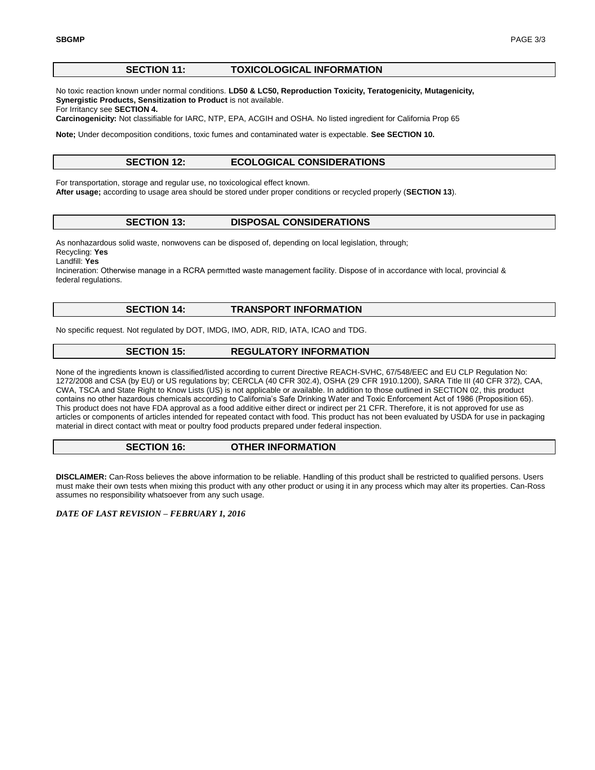## SECTION 11: TOXICOLOGICAL INFORMATION

No toxic reaction known under normal conditions. **LD50 & LC50, Reproduction Toxicity, Teratogenicity, Mutagenicity, Synergistic Products, Sensitization to Product** is not available.
For Irritancy see **SECTION 4.**
**Carcinogenicity:** Not classifiable for IARC, NTP, EPA, ACGIH and OSHA. No listed ingredient for California Prop 65

**Note;** Under decomposition conditions, toxic fumes and contaminated water is expectable. **See SECTION 10.**

## SECTION 12: ECOLOGICAL CONSIDERATIONS

For transportation, storage and regular use, no toxicological effect known.
**After usage;** according to usage area should be stored under proper conditions or recycled properly (**SECTION 13**).

## SECTION 13: DISPOSAL CONSIDERATIONS

As nonhazardous solid waste, nonwovens can be disposed of, depending on local legislation, through;
Recycling: **Yes**
Landfill: **Yes**
Incineration: Otherwise manage in a RCRA permıtted waste management facility. Dispose of in accordance with local, provincial & federal regulations.

## SECTION 14: TRANSPORT INFORMATION

No specific request. Not regulated by DOT, IMDG, IMO, ADR, RID, IATA, ICAO and TDG.

## SECTION 15: REGULATORY INFORMATION

None of the ingredients known is classified/listed according to current Directive REACH-SVHC, 67/548/EEC and EU CLP Regulation No: 1272/2008 and CSA (by EU) or US regulations by; CERCLA (40 CFR 302.4), OSHA (29 CFR 1910.1200), SARA Title III (40 CFR 372), CAA, CWA, TSCA and State Right to Know Lists (US) is not applicable or available. In addition to those outlined in SECTION 02, this product contains no other hazardous chemicals according to California's Safe Drinking Water and Toxic Enforcement Act of 1986 (Proposition 65). This product does not have FDA approval as a food additive either direct or indirect per 21 CFR. Therefore, it is not approved for use as articles or components of articles intended for repeated contact with food. This product has not been evaluated by USDA for use in packaging material in direct contact with meat or poultry food products prepared under federal inspection.

## SECTION 16: OTHER INFORMATION

**DISCLAIMER:** Can-Ross believes the above information to be reliable. Handling of this product shall be restricted to qualified persons. Users must make their own tests when mixing this product with any other product or using it in any process which may alter its properties. Can-Ross assumes no responsibility whatsoever from any such usage.

***DATE OF LAST REVISION – FEBRUARY 1, 2016***